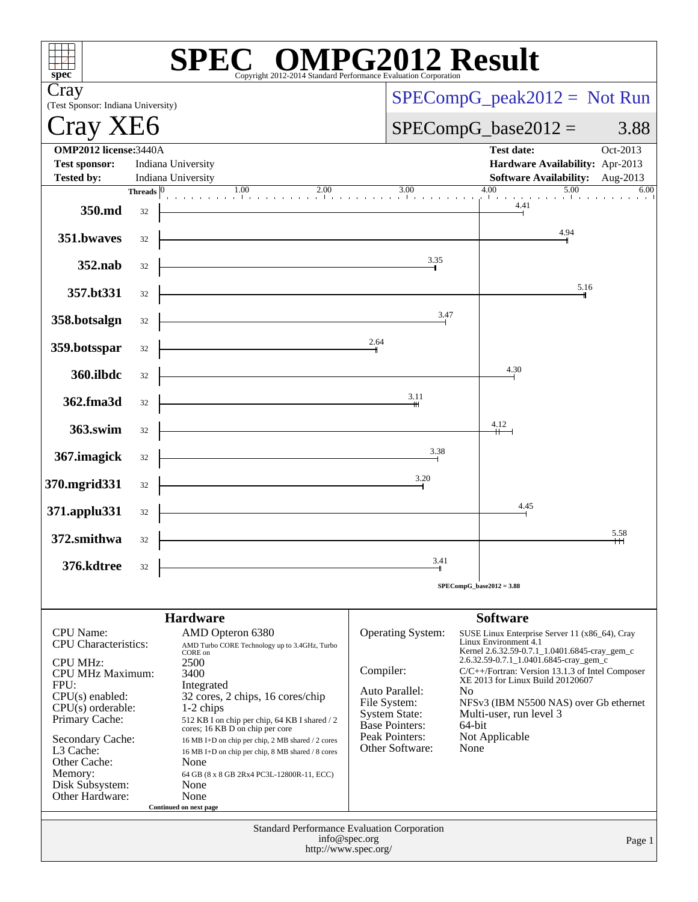# SPEC OMPG2012 Result

Copyright 2012-2014 Standard Performance Evaluation Corporation

**Cray**
(Test Sponsor: Indiana University)

**Cray XE6**

SPECompG_peak2012 = Not Run

SPECompG_base2012 = 3.88

| | | | |
|---|---|---|---|
| **OMP2012 license:** | 3440A | **Test date:** | Oct-2013 |
| **Test sponsor:** | Indiana University | **Hardware Availability:** | Apr-2013 |
| **Tested by:** | Indiana University | **Software Availability:** | Aug-2013 |

| Benchmark | Threads | Base Ratio |
|---|---|---|
| 350.md | 32 | 4.41 |
| 351.bwaves | 32 | 4.94 |
| 352.nab | 32 | 3.35 |
| 357.bt331 | 32 | 5.16 |
| 358.botsalgn | 32 | 3.47 |
| 359.botsspar | 32 | 2.64 |
| 360.ilbdc | 32 | 4.30 |
| 362.fma3d | 32 | 3.11 |
| 363.swim | 32 | 4.12 |
| 367.imagick | 32 | 3.38 |
| 370.mgrid331 | 32 | 3.20 |
| 371.applu331 | 32 | 4.45 |
| 372.smithwa | 32 | 5.58 |
| 376.kdtree | 32 | 3.41 |

SPECompG_base2012 = 3.88

## Hardware

| | |
|---|---|
| CPU Name: | AMD Opteron 6380 |
| CPU Characteristics: | AMD Turbo CORE Technology up to 3.4GHz, Turbo CORE on |
| CPU MHz: | 2500 |
| CPU MHz Maximum: | 3400 |
| FPU: | Integrated |
| CPU(s) enabled: | 32 cores, 2 chips, 16 cores/chip |
| CPU(s) orderable: | 1-2 chips |
| Primary Cache: | 512 KB I on chip per chip, 64 KB I shared / 2 cores; 16 KB D on chip per core |
| Secondary Cache: | 16 MB I+D on chip per chip, 2 MB shared / 2 cores |
| L3 Cache: | 16 MB I+D on chip per chip, 8 MB shared / 8 cores |
| Other Cache: | None |
| Memory: | 64 GB (8 x 8 GB 2Rx4 PC3L-12800R-11, ECC) |
| Disk Subsystem: | None |
| Other Hardware: | None |

Continued on next page

## Software

| | |
|---|---|
| Operating System: | SUSE Linux Enterprise Server 11 (x86_64), Cray Linux Environment 4.1 Kernel 2.6.32.59-0.7.1_1.0401.6845-cray_gem_c 2.6.32.59-0.7.1_1.0401.6845-cray_gem_c |
| Compiler: | C/C++/Fortran: Version 13.1.3 of Intel Composer XE 2013 for Linux Build 20120607 |
| Auto Parallel: | No |
| File System: | NFSv3 (IBM N5500 NAS) over Gb ethernet |
| System State: | Multi-user, run level 3 |
| Base Pointers: | 64-bit |
| Peak Pointers: | Not Applicable |
| Other Software: | None |

Standard Performance Evaluation Corporation
info@spec.org
http://www.spec.org/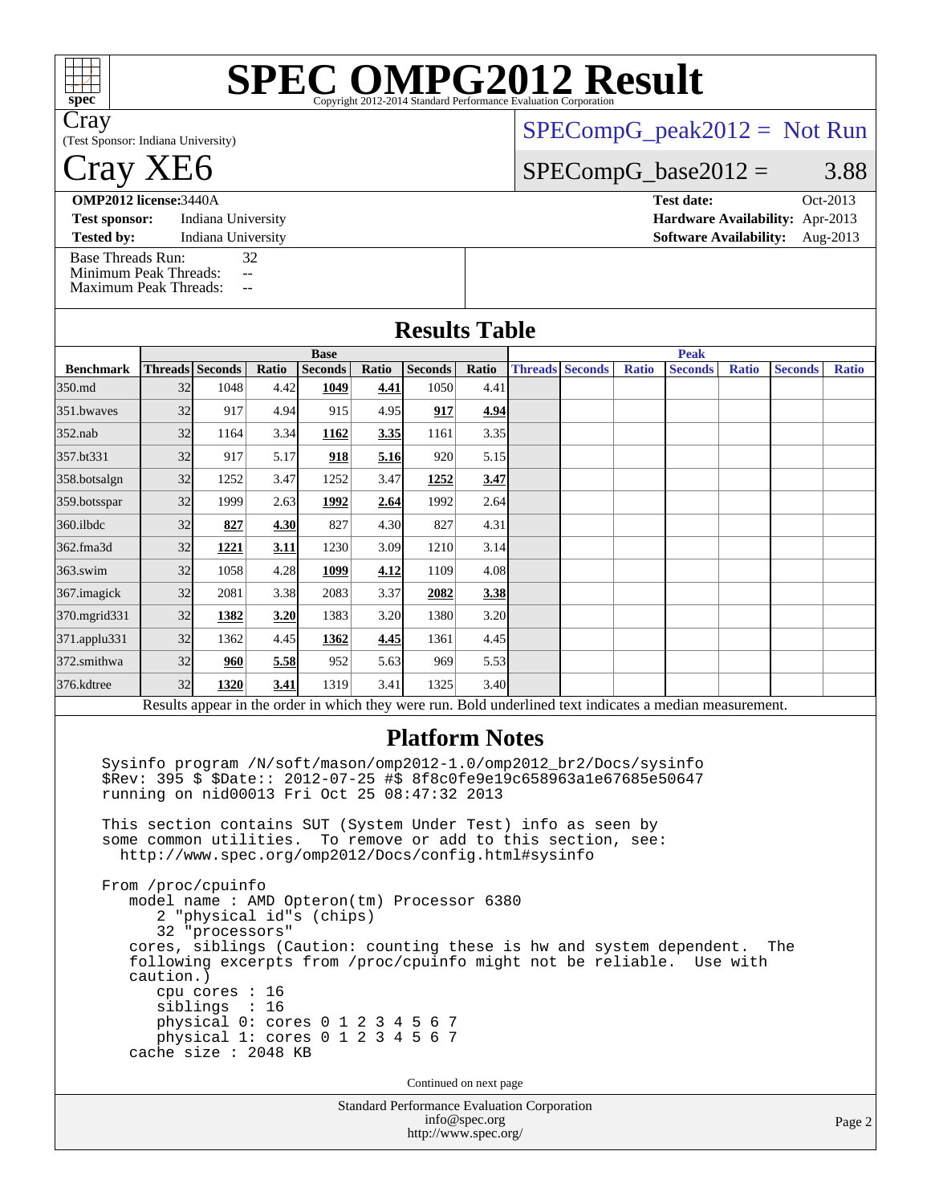# SPEC OMPG2012 Result

Copyright 2012-2014 Standard Performance Evaluation Corporation

Cray
(Test Sponsor: Indiana University)

# Cray XE6

SPECompG_peak2012 = Not Run

SPECompG_base2012 = 3.88

**OMP2012 license:** 3440A
**Test sponsor:** Indiana University
**Tested by:** Indiana University

**Test date:** Oct-2013
**Hardware Availability:** Apr-2013
**Software Availability:** Aug-2013

Base Threads Run: 32
Minimum Peak Threads: --
Maximum Peak Threads: --

## Results Table

| Benchmark | Base | | | | | | | Peak | | | | | | |
|---|---|---|---|---|---|---|---|---|---|---|---|---|---|---|
| | Threads | Seconds | Ratio | Seconds | Ratio | Seconds | Ratio | Threads | Seconds | Ratio | Seconds | Ratio | Seconds | Ratio |
| 350.md | 32 | 1048 | 4.42 | **1049** | **4.41** | 1050 | 4.41 | | | | | | | |
| 351.bwaves | 32 | 917 | 4.94 | 915 | 4.95 | **917** | **4.94** | | | | | | | |
| 352.nab | 32 | 1164 | 3.34 | **1162** | **3.35** | 1161 | 3.35 | | | | | | | |
| 357.bt331 | 32 | 917 | 5.17 | **918** | **5.16** | 920 | 5.15 | | | | | | | |
| 358.botsalgn | 32 | 1252 | 3.47 | 1252 | 3.47 | **1252** | **3.47** | | | | | | | |
| 359.botsspar | 32 | 1999 | 2.63 | **1992** | **2.64** | 1992 | 2.64 | | | | | | | |
| 360.ilbdc | 32 | **827** | **4.30** | 827 | 4.30 | 827 | 4.31 | | | | | | | |
| 362.fma3d | 32 | **1221** | **3.11** | 1230 | 3.09 | 1210 | 3.14 | | | | | | | |
| 363.swim | 32 | 1058 | 4.28 | **1099** | **4.12** | 1109 | 4.08 | | | | | | | |
| 367.imagick | 32 | 2081 | 3.38 | 2083 | 3.37 | **2082** | **3.38** | | | | | | | |
| 370.mgrid331 | 32 | **1382** | **3.20** | 1383 | 3.20 | 1380 | 3.20 | | | | | | | |
| 371.applu331 | 32 | 1362 | 4.45 | **1362** | **4.45** | 1361 | 4.45 | | | | | | | |
| 372.smithwa | 32 | **960** | **5.58** | 952 | 5.63 | 969 | 5.53 | | | | | | | |
| 376.kdtree | 32 | **1320** | **3.41** | 1319 | 3.41 | 1325 | 3.40 | | | | | | | |

Results appear in the order in which they were run. Bold underlined text indicates a median measurement.

## Platform Notes

```
Sysinfo program /N/soft/mason/omp2012-1.0/omp2012_br2/Docs/sysinfo
$Rev: 395 $ $Date:: 2012-07-25 #$ 8f8c0fe9e19c658963a1e67685e50647
running on nid00013 Fri Oct 25 08:47:32 2013

This section contains SUT (System Under Test) info as seen by
some common utilities.  To remove or add to this section, see:
  http://www.spec.org/omp2012/Docs/config.html#sysinfo

From /proc/cpuinfo
   model name : AMD Opteron(tm) Processor 6380
      2 "physical id"s (chips)
      32 "processors"
   cores, siblings (Caution: counting these is hw and system dependent.  The
   following excerpts from /proc/cpuinfo might not be reliable.  Use with
   caution.)
      cpu cores : 16
      siblings  : 16
      physical 0: cores 0 1 2 3 4 5 6 7
      physical 1: cores 0 1 2 3 4 5 6 7
   cache size : 2048 KB
```

Continued on next page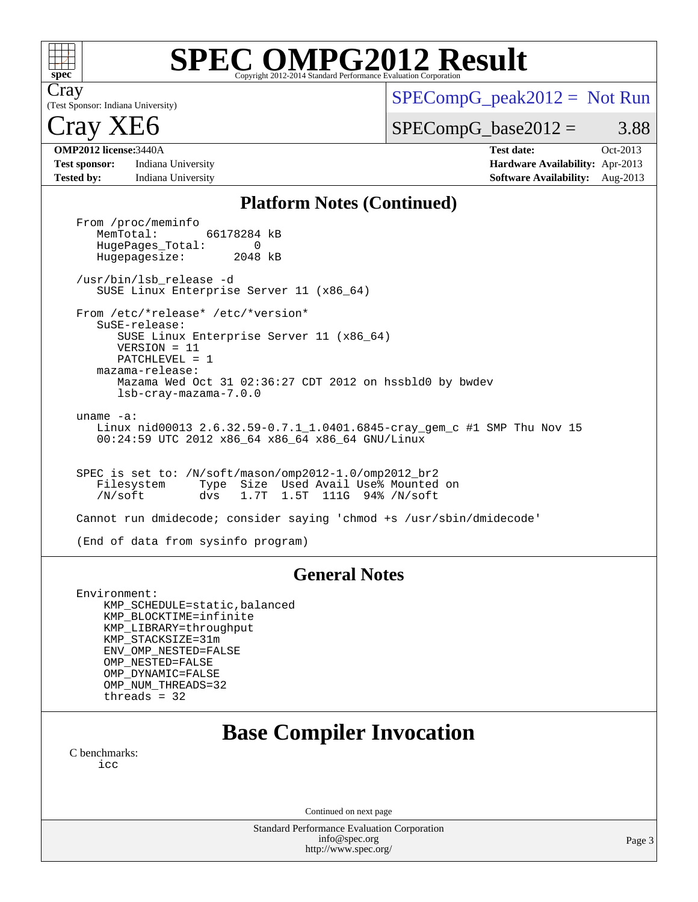Cray
(Test Sponsor: Indiana University)

# Cray XE6

SPECompG_peak2012 = Not Run

SPECompG_base2012 = 3.88

**OMP2012 license:** 3440A | **Test date:** Oct-2013
**Test sponsor:** Indiana University | **Hardware Availability:** Apr-2013
**Tested by:** Indiana University | **Software Availability:** Aug-2013

## Platform Notes (Continued)

```
From /proc/meminfo
   MemTotal:       66178284 kB
   HugePages_Total:       0
   Hugepagesize:       2048 kB

/usr/bin/lsb_release -d
   SUSE Linux Enterprise Server 11 (x86_64)

From /etc/*release* /etc/*version*
   SuSE-release:
      SUSE Linux Enterprise Server 11 (x86_64)
      VERSION = 11
      PATCHLEVEL = 1
   mazama-release:
      Mazama Wed Oct 31 02:36:27 CDT 2012 on hssbld0 by bwdev
      lsb-cray-mazama-7.0.0

uname -a:
   Linux nid00013 2.6.32.59-0.7.1_1.0401.6845-cray_gem_c #1 SMP Thu Nov 15
   00:24:59 UTC 2012 x86_64 x86_64 x86_64 GNU/Linux


SPEC is set to: /N/soft/mason/omp2012-1.0/omp2012_br2
   Filesystem     Type  Size  Used Avail Use% Mounted on
   /N/soft        dvs   1.7T  1.5T  111G  94% /N/soft

Cannot run dmidecode; consider saying 'chmod +s /usr/sbin/dmidecode'

(End of data from sysinfo program)
```

## General Notes

```
Environment:
    KMP_SCHEDULE=static,balanced
    KMP_BLOCKTIME=infinite
    KMP_LIBRARY=throughput
    KMP_STACKSIZE=31m
    ENV_OMP_NESTED=FALSE
    OMP_NESTED=FALSE
    OMP_DYNAMIC=FALSE
    OMP_NUM_THREADS=32
    threads = 32
```

# Base Compiler Invocation

C benchmarks:
    icc

Continued on next page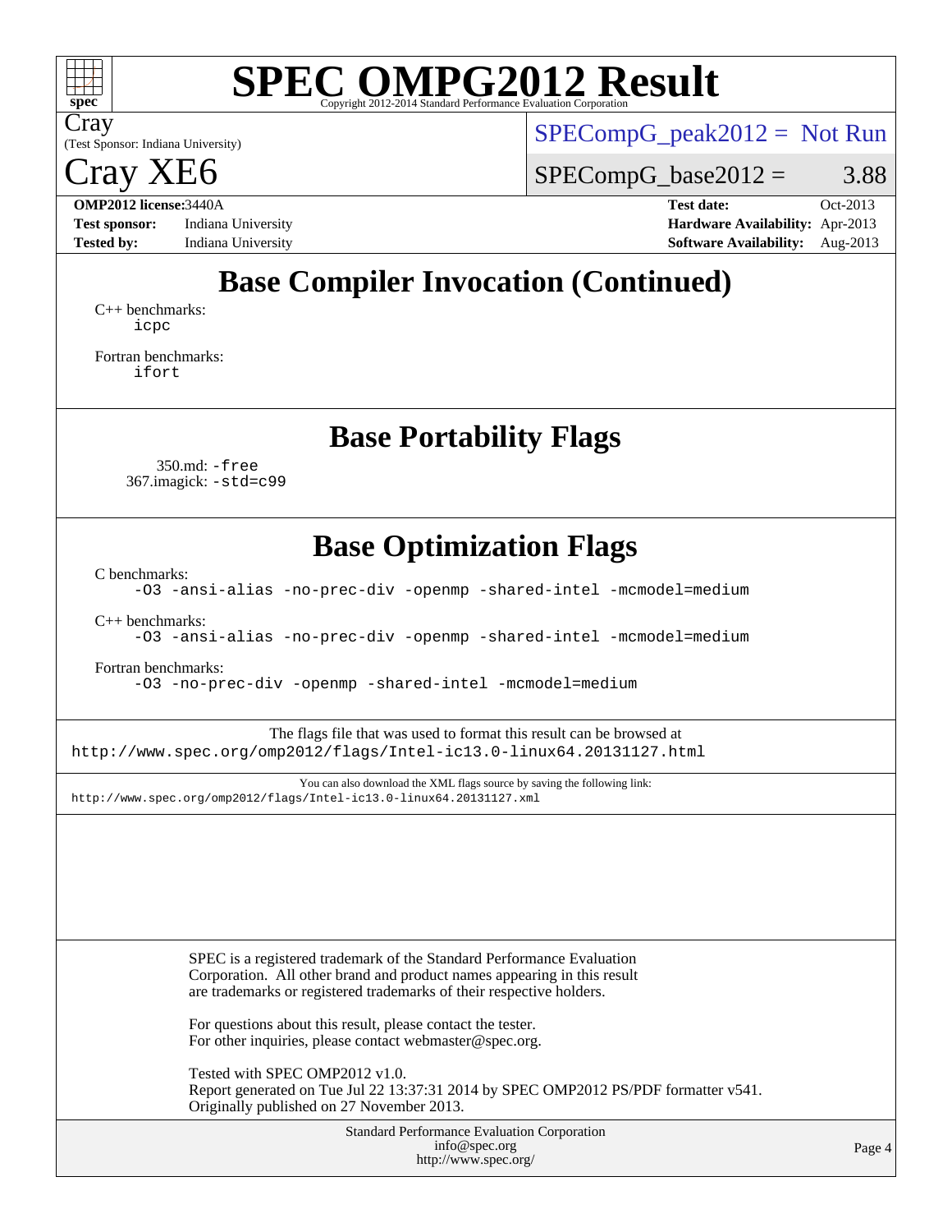## Base Compiler Invocation (Continued)

C++ benchmarks:
icpc

Fortran benchmarks:
ifort

## Base Portability Flags

350.md: -free
367.imagick: -std=c99

## Base Optimization Flags

C benchmarks:
-O3 -ansi-alias -no-prec-div -openmp -shared-intel -mcmodel=medium

C++ benchmarks:
-O3 -ansi-alias -no-prec-div -openmp -shared-intel -mcmodel=medium

Fortran benchmarks:
-O3 -no-prec-div -openmp -shared-intel -mcmodel=medium

The flags file that was used to format this result can be browsed at
http://www.spec.org/omp2012/flags/Intel-ic13.0-linux64.20131127.html

You can also download the XML flags source by saving the following link:
http://www.spec.org/omp2012/flags/Intel-ic13.0-linux64.20131127.xml

SPEC is a registered trademark of the Standard Performance Evaluation Corporation. All other brand and product names appearing in this result are trademarks or registered trademarks of their respective holders.

For questions about this result, please contact the tester.
For other inquiries, please contact webmaster@spec.org.

Tested with SPEC OMP2012 v1.0.
Report generated on Tue Jul 22 13:37:31 2014 by SPEC OMP2012 PS/PDF formatter v541.
Originally published on 27 November 2013.